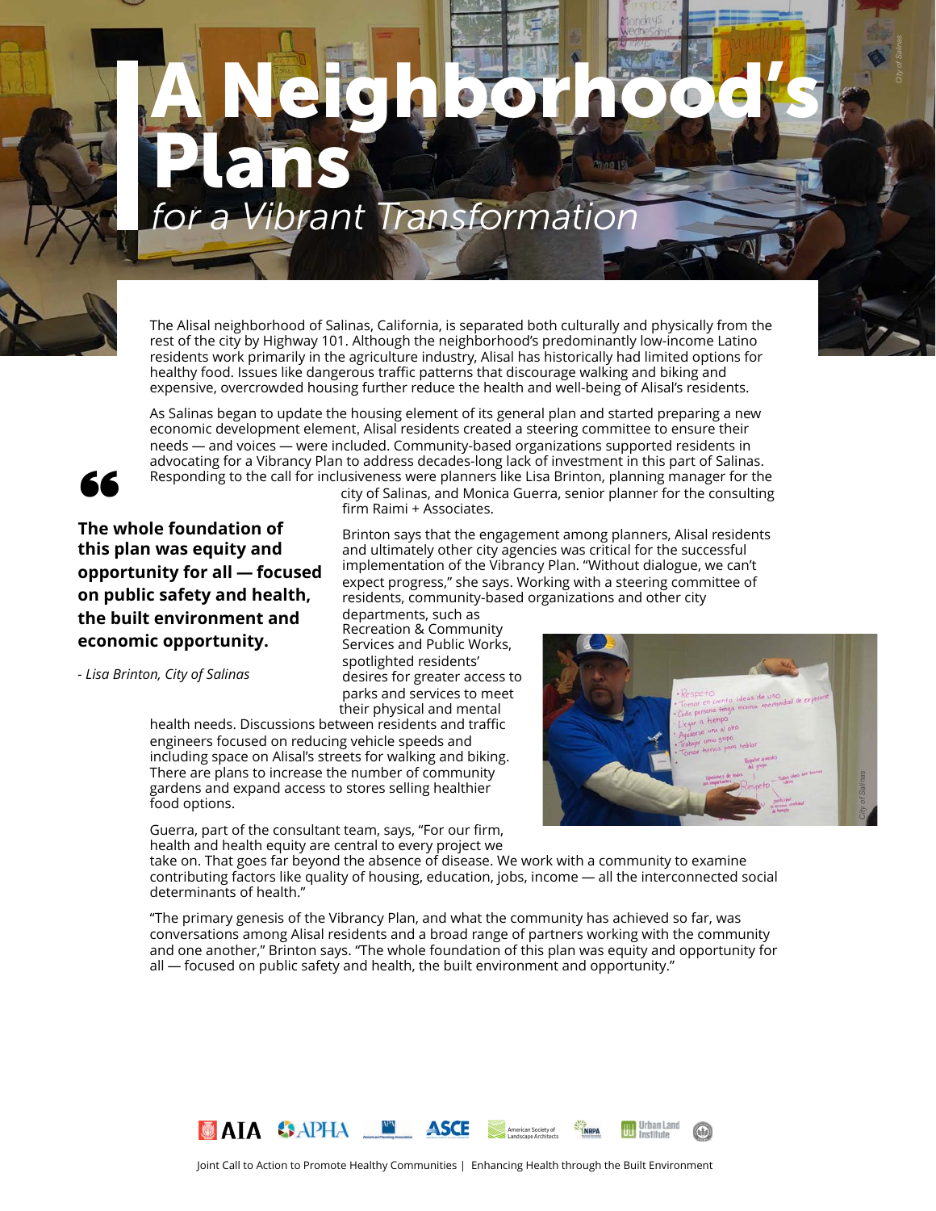# A Neighborhood's Plans

*for a Vibrant Transformation*

The Alisal neighborhood of Salinas, California, is separated both culturally and physically from the rest of the city by Highway 101. Although the neighborhood's predominantly low-income Latino residents work primarily in the agriculture industry, Alisal has historically had limited options for healthy food. Issues like dangerous traffic patterns that discourage walking and biking and expensive, overcrowded housing further reduce the health and well-being of Alisal's residents.

As Salinas began to update the housing element of its general plan and started preparing a new economic development element, Alisal residents created a steering committee to ensure their needs — and voices — were included. Community-based organizations supported residents in advocating for a Vibrancy Plan to address decades-long lack of investment in this part of Salinas. Responding to the call for inclusiveness were planners like Lisa Brinton, planning manager for the city of Salinas, and Monica Guerra, senior planner for the consulting firm Raimi + Associates.

> **The whole foundation of this plan was equity and opportunity for all — focused on public safety and health, the built environment and economic opportunity.**
>
> *- Lisa Brinton, City of Salinas*

Brinton says that the engagement among planners, Alisal residents and ultimately other city agencies was critical for the successful implementation of the Vibrancy Plan. "Without dialogue, we can't expect progress," she says. Working with a steering committee of residents, community-based organizations and other city departments, such as Recreation & Community Services and Public Works, spotlighted residents' desires for greater access to parks and services to meet their physical and mental health needs. Discussions between residents and traffic engineers focused on reducing vehicle speeds and including space on Alisal's streets for walking and biking. There are plans to increase the number of community gardens and expand access to stores selling healthier food options.

Guerra, part of the consultant team, says, "For our firm, health and health equity are central to every project we take on. That goes far beyond the absence of disease. We work with a community to examine contributing factors like quality of housing, education, jobs, income — all the interconnected social determinants of health."

"The primary genesis of the Vibrancy Plan, and what the community has achieved so far, was conversations among Alisal residents and a broad range of partners working with the community and one another," Brinton says. "The whole foundation of this plan was equity and opportunity for all — focused on public safety and health, the built environment and opportunity."

Joint Call to Action to Promote Healthy Communities | Enhancing Health through the Built Environment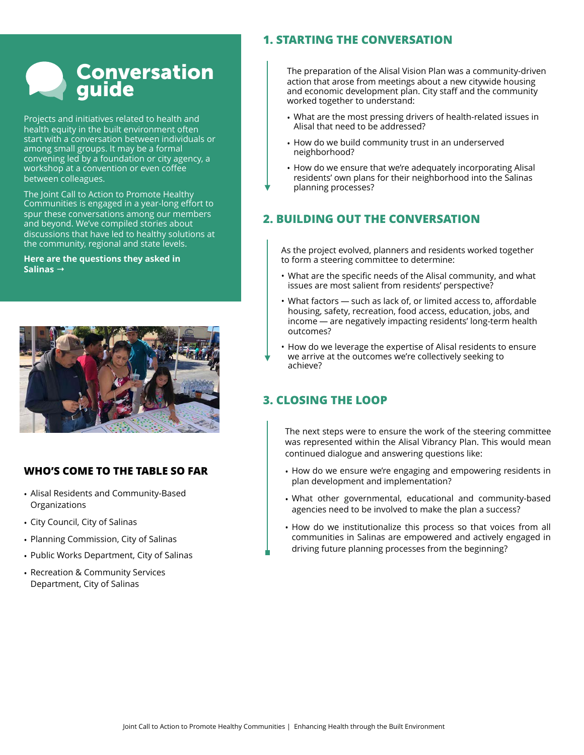# Conversation guide

Projects and initiatives related to health and health equity in the built environment often start with a conversation between individuals or among small groups. It may be a formal convening led by a foundation or city agency, a workshop at a convention or even coffee between colleagues.

The Joint Call to Action to Promote Healthy Communities is engaged in a year-long effort to spur these conversations among our members and beyond. We've compiled stories about discussions that have led to healthy solutions at the community, regional and state levels.

**Here are the questions they asked in Salinas →**

## WHO'S COME TO THE TABLE SO FAR

- Alisal Residents and Community-Based Organizations
- City Council, City of Salinas
- Planning Commission, City of Salinas
- Public Works Department, City of Salinas
- Recreation & Community Services Department, City of Salinas

## 1. STARTING THE CONVERSATION

The preparation of the Alisal Vision Plan was a community-driven action that arose from meetings about a new citywide housing and economic development plan. City staff and the community worked together to understand:

- What are the most pressing drivers of health-related issues in Alisal that need to be addressed?
- How do we build community trust in an underserved neighborhood?
- How do we ensure that we're adequately incorporating Alisal residents' own plans for their neighborhood into the Salinas planning processes?

## 2. BUILDING OUT THE CONVERSATION

As the project evolved, planners and residents worked together to form a steering committee to determine:

- What are the specific needs of the Alisal community, and what issues are most salient from residents' perspective?
- What factors — such as lack of, or limited access to, affordable housing, safety, recreation, food access, education, jobs, and income — are negatively impacting residents' long-term health outcomes?
- How do we leverage the expertise of Alisal residents to ensure we arrive at the outcomes we're collectively seeking to achieve?

## 3. CLOSING THE LOOP

The next steps were to ensure the work of the steering committee was represented within the Alisal Vibrancy Plan. This would mean continued dialogue and answering questions like:

- How do we ensure we're engaging and empowering residents in plan development and implementation?
- What other governmental, educational and community-based agencies need to be involved to make the plan a success?
- How do we institutionalize this process so that voices from all communities in Salinas are empowered and actively engaged in driving future planning processes from the beginning?